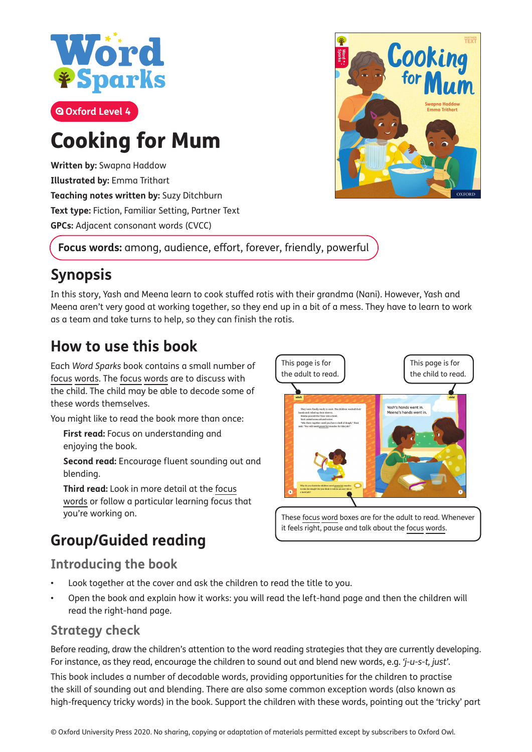Word Sparks

Oxford Level 4

# Cooking for Mum

**Written by:** Swapna Haddow
**Illustrated by:** Emma Trithart
**Teaching notes written by:** Suzy Ditchburn
**Text type:** Fiction, Familiar Setting, Partner Text
**GPCs:** Adjacent consonant words (CVCC)

**Focus words:** among, audience, effort, forever, friendly, powerful

## Synopsis

In this story, Yash and Meena learn to cook stuffed rotis with their grandma (Nani). However, Yash and Meena aren't very good at working together, so they end up in a bit of a mess. They have to learn to work as a team and take turns to help, so they can finish the rotis.

## How to use this book

Each *Word Sparks* book contains a small number of focus words. The focus words are to discuss with the child. The child may be able to decode some of these words themselves.

You might like to read the book more than once:

**First read:** Focus on understanding and enjoying the book.

**Second read:** Encourage fluent sounding out and blending.

**Third read:** Look in more detail at the focus words or follow a particular learning focus that you're working on.

This page is for the adult to read.

This page is for the child to read.

These focus word boxes are for the adult to read. Whenever it feels right, pause and talk about the focus words.

## Group/Guided reading

### Introducing the book

- Look together at the cover and ask the children to read the title to you.
- Open the book and explain how it works: you will read the left-hand page and then the children will read the right-hand page.

### Strategy check

Before reading, draw the children's attention to the word reading strategies that they are currently developing. For instance, as they read, encourage the children to sound out and blend new words, e.g. *'j-u-s-t, just'*.

This book includes a number of decodable words, providing opportunities for the children to practise the skill of sounding out and blending. There are also some common exception words (also known as high-frequency tricky words) in the book. Support the children with these words, pointing out the 'tricky' part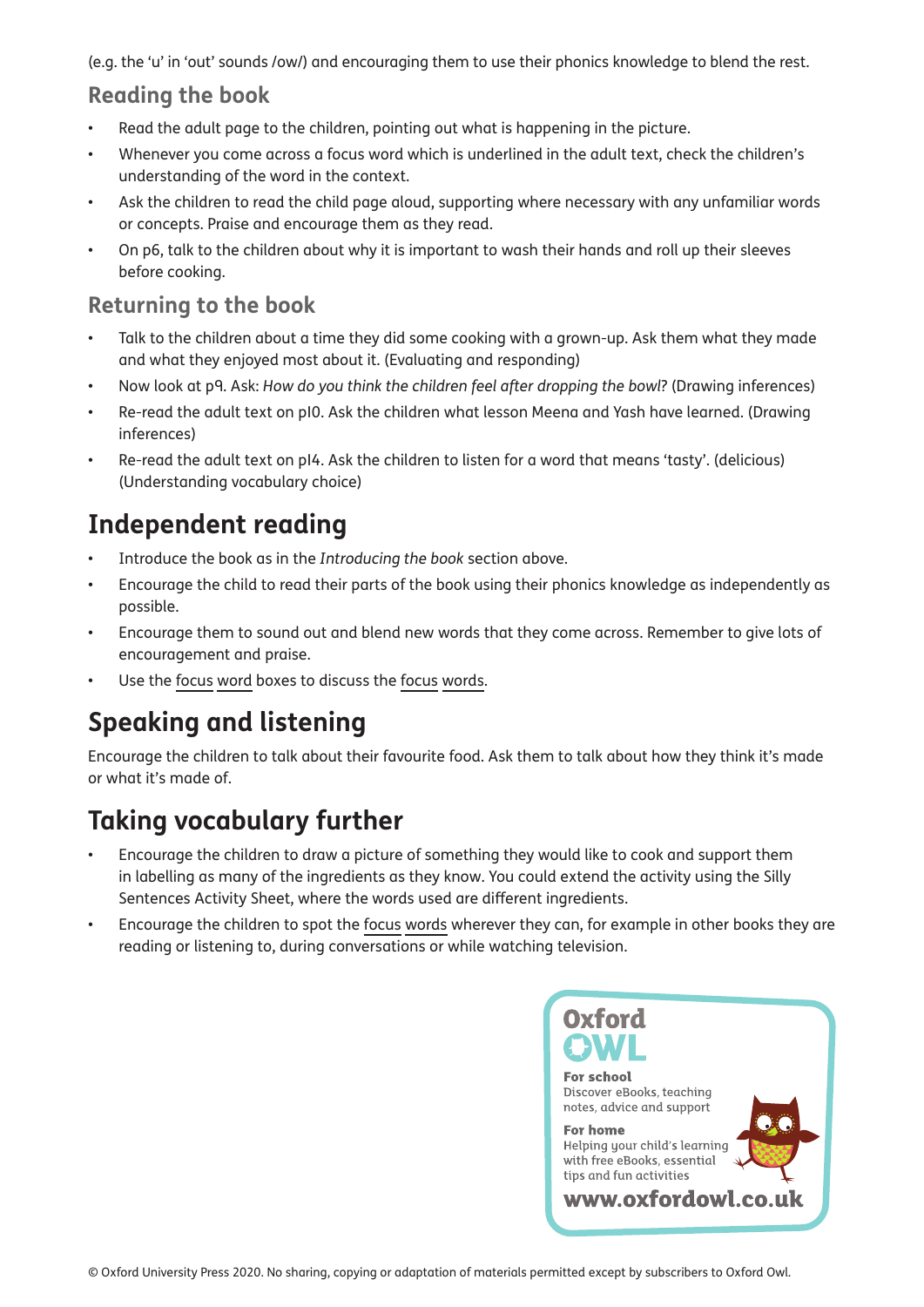(e.g. the 'u' in 'out' sounds /ow/) and encouraging them to use their phonics knowledge to blend the rest.

### Reading the book

- Read the adult page to the children, pointing out what is happening in the picture.
- Whenever you come across a focus word which is underlined in the adult text, check the children's understanding of the word in the context.
- Ask the children to read the child page aloud, supporting where necessary with any unfamiliar words or concepts. Praise and encourage them as they read.
- On p6, talk to the children about why it is important to wash their hands and roll up their sleeves before cooking.

### Returning to the book

- Talk to the children about a time they did some cooking with a grown-up. Ask them what they made and what they enjoyed most about it. (Evaluating and responding)
- Now look at p9. Ask: *How do you think the children feel after dropping the bowl?* (Drawing inferences)
- Re-read the adult text on p10. Ask the children what lesson Meena and Yash have learned. (Drawing inferences)
- Re-read the adult text on p14. Ask the children to listen for a word that means 'tasty'. (delicious) (Understanding vocabulary choice)

## Independent reading

- Introduce the book as in the *Introducing the book* section above.
- Encourage the child to read their parts of the book using their phonics knowledge as independently as possible.
- Encourage them to sound out and blend new words that they come across. Remember to give lots of encouragement and praise.
- Use the focus word boxes to discuss the focus words.

## Speaking and listening

Encourage the children to talk about their favourite food. Ask them to talk about how they think it's made or what it's made of.

## Taking vocabulary further

- Encourage the children to draw a picture of something they would like to cook and support them in labelling as many of the ingredients as they know. You could extend the activity using the Silly Sentences Activity Sheet, where the words used are different ingredients.
- Encourage the children to spot the focus words wherever they can, for example in other books they are reading or listening to, during conversations or while watching television.

Oxford OWL

**For school**
Discover eBooks, teaching notes, advice and support

**For home**
Helping your child's learning with free eBooks, essential tips and fun activities

**www.oxfordowl.co.uk**

© Oxford University Press 2020. No sharing, copying or adaptation of materials permitted except by subscribers to Oxford Owl.